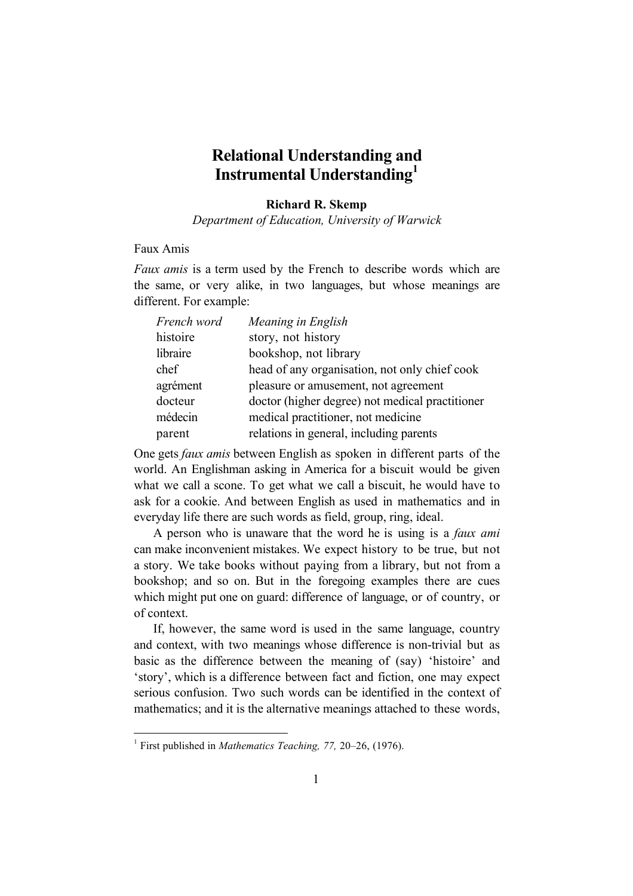# Relational Understanding and Instrumental Understanding[1]

**Richard R. Skemp**

*Department of Education, University of Warwick*

## Faux Amis

*Faux amis* is a term used by the French to describe words which are the same, or very alike, in two languages, but whose meanings are different. For example:

| *French word* | *Meaning in English* |
|---|---|
| histoire | story, not history |
| libraire | bookshop, not library |
| chef | head of any organisation, not only chief cook |
| agrément | pleasure or amusement, not agreement |
| docteur | doctor (higher degree) not medical practitioner |
| médecin | medical practitioner, not medicine |
| parent | relations in general, including parents |

One gets *faux amis* between English as spoken in different parts of the world. An Englishman asking in America for a biscuit would be given what we call a scone. To get what we call a biscuit, he would have to ask for a cookie. And between English as used in mathematics and in everyday life there are such words as field, group, ring, ideal.

A person who is unaware that the word he is using is a *faux ami* can make inconvenient mistakes. We expect history to be true, but not a story. We take books without paying from a library, but not from a bookshop; and so on. But in the foregoing examples there are cues which might put one on guard: difference of language, or of country, or of context.

If, however, the same word is used in the same language, country and context, with two meanings whose difference is non-trivial but as basic as the difference between the meaning of (say) 'histoire' and 'story', which is a difference between fact and fiction, one may expect serious confusion. Two such words can be identified in the context of mathematics; and it is the alternative meanings attached to these words,

[1] First published in *Mathematics Teaching, 77,* 20–26, (1976).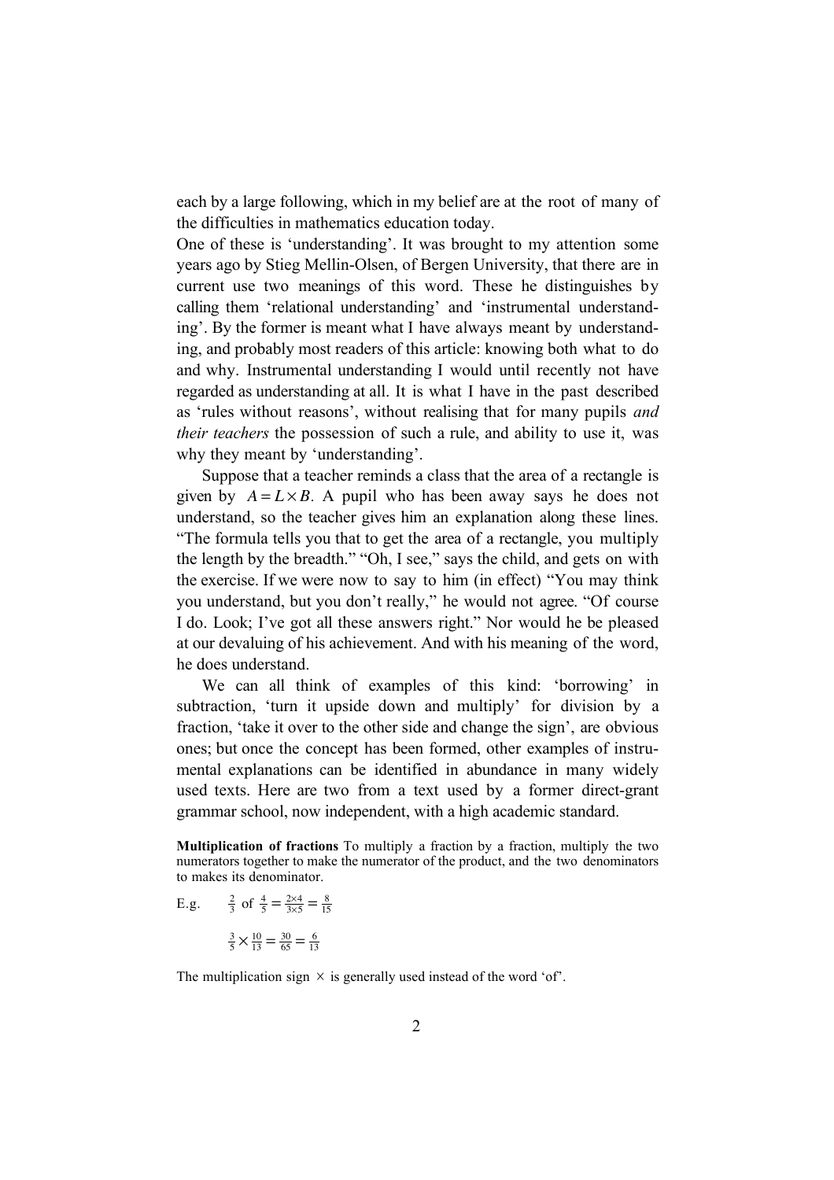each by a large following, which in my belief are at the root of many of the difficulties in mathematics education today.

One of these is 'understanding'. It was brought to my attention some years ago by Stieg Mellin-Olsen, of Bergen University, that there are in current use two meanings of this word. These he distinguishes by calling them 'relational understanding' and 'instrumental understanding'. By the former is meant what I have always meant by understanding, and probably most readers of this article: knowing both what to do and why. Instrumental understanding I would until recently not have regarded as understanding at all. It is what I have in the past described as 'rules without reasons', without realising that for many pupils *and their teachers* the possession of such a rule, and ability to use it, was why they meant by 'understanding'.

Suppose that a teacher reminds a class that the area of a rectangle is given by $A = L \times B$. A pupil who has been away says he does not understand, so the teacher gives him an explanation along these lines. "The formula tells you that to get the area of a rectangle, you multiply the length by the breadth." "Oh, I see," says the child, and gets on with the exercise. If we were now to say to him (in effect) "You may think you understand, but you don't really," he would not agree. "Of course I do. Look; I've got all these answers right." Nor would he be pleased at our devaluing of his achievement. And with his meaning of the word, he does understand.

We can all think of examples of this kind: 'borrowing' in subtraction, 'turn it upside down and multiply' for division by a fraction, 'take it over to the other side and change the sign', are obvious ones; but once the concept has been formed, other examples of instrumental explanations can be identified in abundance in many widely used texts. Here are two from a text used by a former direct-grant grammar school, now independent, with a high academic standard.

**Multiplication of fractions** To multiply a fraction by a fraction, multiply the two numerators together to make the numerator of the product, and the two denominators to makes its denominator.

E.g. $\frac{2}{3}$ of $\frac{4}{5} = \frac{2\times4}{3\times5} = \frac{8}{15}$

$\frac{3}{5} \times \frac{10}{13} = \frac{30}{65} = \frac{6}{13}$

The multiplication sign $\times$ is generally used instead of the word 'of'.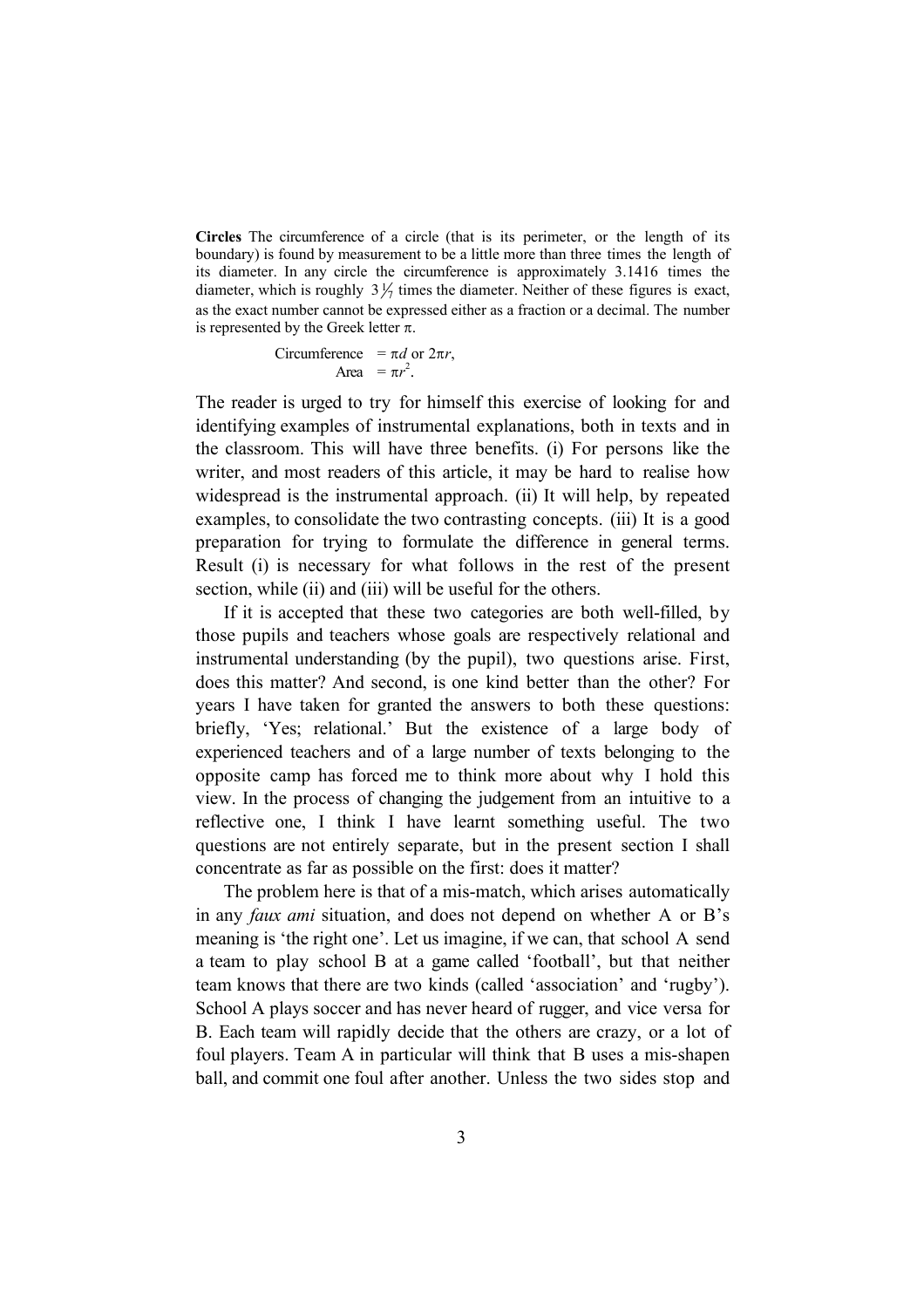**Circles** The circumference of a circle (that is its perimeter, or the length of its boundary) is found by measurement to be a little more than three times the length of its diameter. In any circle the circumference is approximately 3.1416 times the diameter, which is roughly $3\frac{1}{7}$ times the diameter. Neither of these figures is exact, as the exact number cannot be expressed either as a fraction or a decimal. The number is represented by the Greek letter $\pi$.

$$\text{Circumference} = \pi d \text{ or } 2\pi r,$$
$$\text{Area} = \pi r^2.$$

The reader is urged to try for himself this exercise of looking for and identifying examples of instrumental explanations, both in texts and in the classroom. This will have three benefits. (i) For persons like the writer, and most readers of this article, it may be hard to realise how widespread is the instrumental approach. (ii) It will help, by repeated examples, to consolidate the two contrasting concepts. (iii) It is a good preparation for trying to formulate the difference in general terms. Result (i) is necessary for what follows in the rest of the present section, while (ii) and (iii) will be useful for the others.

If it is accepted that these two categories are both well-filled, by those pupils and teachers whose goals are respectively relational and instrumental understanding (by the pupil), two questions arise. First, does this matter? And second, is one kind better than the other? For years I have taken for granted the answers to both these questions: briefly, 'Yes; relational.' But the existence of a large body of experienced teachers and of a large number of texts belonging to the opposite camp has forced me to think more about why I hold this view. In the process of changing the judgement from an intuitive to a reflective one, I think I have learnt something useful. The two questions are not entirely separate, but in the present section I shall concentrate as far as possible on the first: does it matter?

The problem here is that of a mis-match, which arises automatically in any *faux ami* situation, and does not depend on whether A or B's meaning is 'the right one'. Let us imagine, if we can, that school A send a team to play school B at a game called 'football', but that neither team knows that there are two kinds (called 'association' and 'rugby'). School A plays soccer and has never heard of rugger, and vice versa for B. Each team will rapidly decide that the others are crazy, or a lot of foul players. Team A in particular will think that B uses a mis-shapen ball, and commit one foul after another. Unless the two sides stop and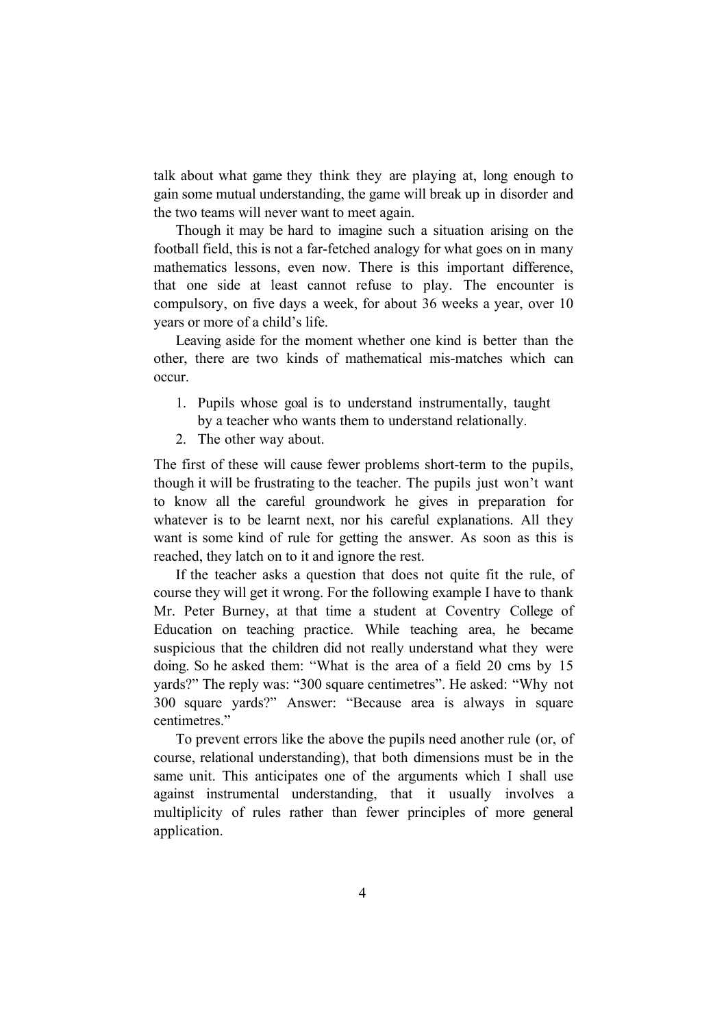talk about what game they think they are playing at, long enough to gain some mutual understanding, the game will break up in disorder and the two teams will never want to meet again.

Though it may be hard to imagine such a situation arising on the football field, this is not a far-fetched analogy for what goes on in many mathematics lessons, even now. There is this important difference, that one side at least cannot refuse to play. The encounter is compulsory, on five days a week, for about 36 weeks a year, over 10 years or more of a child's life.

Leaving aside for the moment whether one kind is better than the other, there are two kinds of mathematical mis-matches which can occur.

1. Pupils whose goal is to understand instrumentally, taught by a teacher who wants them to understand relationally.
2. The other way about.

The first of these will cause fewer problems short-term to the pupils, though it will be frustrating to the teacher. The pupils just won't want to know all the careful groundwork he gives in preparation for whatever is to be learnt next, nor his careful explanations. All they want is some kind of rule for getting the answer. As soon as this is reached, they latch on to it and ignore the rest.

If the teacher asks a question that does not quite fit the rule, of course they will get it wrong. For the following example I have to thank Mr. Peter Burney, at that time a student at Coventry College of Education on teaching practice. While teaching area, he became suspicious that the children did not really understand what they were doing. So he asked them: "What is the area of a field 20 cms by 15 yards?" The reply was: "300 square centimetres". He asked: "Why not 300 square yards?" Answer: "Because area is always in square centimetres."

To prevent errors like the above the pupils need another rule (or, of course, relational understanding), that both dimensions must be in the same unit. This anticipates one of the arguments which I shall use against instrumental understanding, that it usually involves a multiplicity of rules rather than fewer principles of more general application.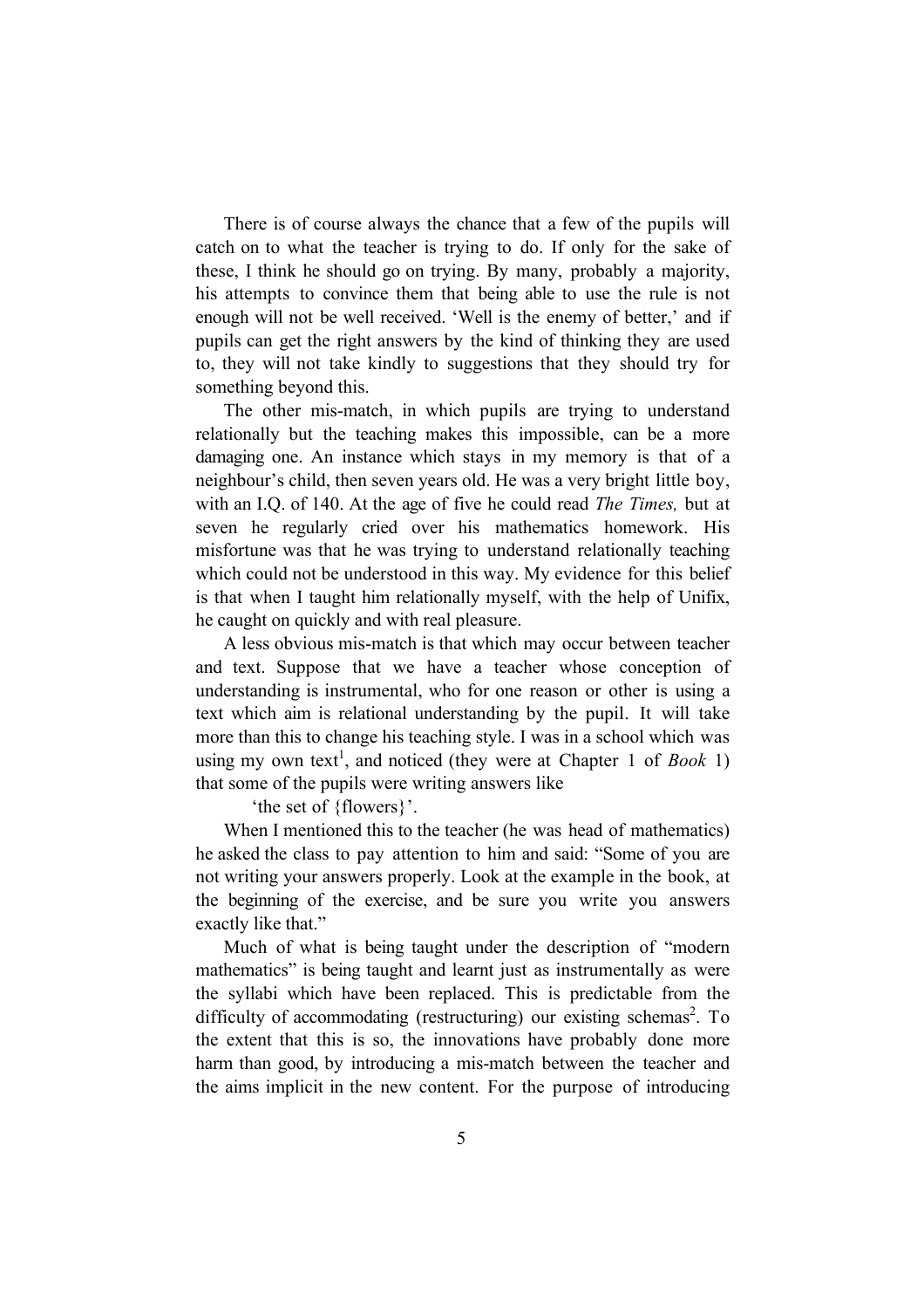There is of course always the chance that a few of the pupils will catch on to what the teacher is trying to do. If only for the sake of these, I think he should go on trying. By many, probably a majority, his attempts to convince them that being able to use the rule is not enough will not be well received. 'Well is the enemy of better,' and if pupils can get the right answers by the kind of thinking they are used to, they will not take kindly to suggestions that they should try for something beyond this.

The other mis-match, in which pupils are trying to understand relationally but the teaching makes this impossible, can be a more damaging one. An instance which stays in my memory is that of a neighbour's child, then seven years old. He was a very bright little boy, with an I.Q. of 140. At the age of five he could read *The Times,* but at seven he regularly cried over his mathematics homework. His misfortune was that he was trying to understand relationally teaching which could not be understood in this way. My evidence for this belief is that when I taught him relationally myself, with the help of Unifix, he caught on quickly and with real pleasure.

A less obvious mis-match is that which may occur between teacher and text. Suppose that we have a teacher whose conception of understanding is instrumental, who for one reason or other is using a text which aim is relational understanding by the pupil. It will take more than this to change his teaching style. I was in a school which was using my own text[1], and noticed (they were at Chapter 1 of *Book* 1) that some of the pupils were writing answers like

'the set of {flowers}'.

When I mentioned this to the teacher (he was head of mathematics) he asked the class to pay attention to him and said: "Some of you are not writing your answers properly. Look at the example in the book, at the beginning of the exercise, and be sure you write you answers exactly like that."

Much of what is being taught under the description of "modern mathematics" is being taught and learnt just as instrumentally as were the syllabi which have been replaced. This is predictable from the difficulty of accommodating (restructuring) our existing schemas[2]. To the extent that this is so, the innovations have probably done more harm than good, by introducing a mis-match between the teacher and the aims implicit in the new content. For the purpose of introducing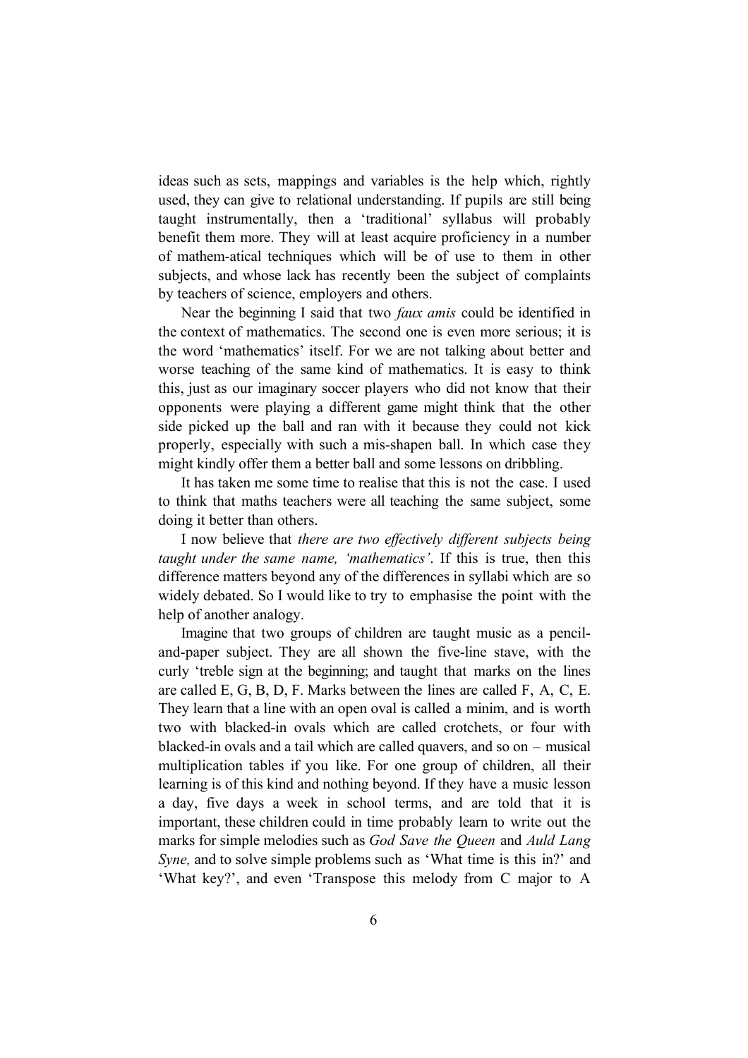ideas such as sets, mappings and variables is the help which, rightly used, they can give to relational understanding. If pupils are still being taught instrumentally, then a 'traditional' syllabus will probably benefit them more. They will at least acquire proficiency in a number of mathem-atical techniques which will be of use to them in other subjects, and whose lack has recently been the subject of complaints by teachers of science, employers and others.

Near the beginning I said that two *faux amis* could be identified in the context of mathematics. The second one is even more serious; it is the word 'mathematics' itself. For we are not talking about better and worse teaching of the same kind of mathematics. It is easy to think this, just as our imaginary soccer players who did not know that their opponents were playing a different game might think that the other side picked up the ball and ran with it because they could not kick properly, especially with such a mis-shapen ball. In which case they might kindly offer them a better ball and some lessons on dribbling.

It has taken me some time to realise that this is not the case. I used to think that maths teachers were all teaching the same subject, some doing it better than others.

I now believe that *there are two effectively different subjects being taught under the same name, 'mathematics'*. If this is true, then this difference matters beyond any of the differences in syllabi which are so widely debated. So I would like to try to emphasise the point with the help of another analogy.

Imagine that two groups of children are taught music as a pencil-and-paper subject. They are all shown the five-line stave, with the curly 'treble sign at the beginning; and taught that marks on the lines are called E, G, B, D, F. Marks between the lines are called F, A, C, E. They learn that a line with an open oval is called a minim, and is worth two with blacked-in ovals which are called crotchets, or four with blacked-in ovals and a tail which are called quavers, and so on – musical multiplication tables if you like. For one group of children, all their learning is of this kind and nothing beyond. If they have a music lesson a day, five days a week in school terms, and are told that it is important, these children could in time probably learn to write out the marks for simple melodies such as *God Save the Queen* and *Auld Lang Syne,* and to solve simple problems such as 'What time is this in?' and 'What key?', and even 'Transpose this melody from C major to A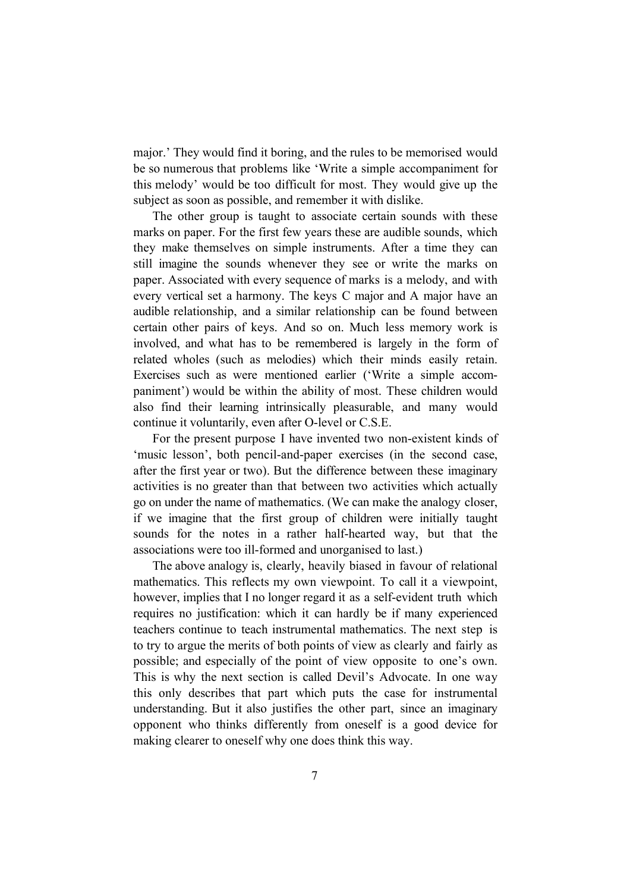major.' They would find it boring, and the rules to be memorised would be so numerous that problems like 'Write a simple accompaniment for this melody' would be too difficult for most. They would give up the subject as soon as possible, and remember it with dislike.

The other group is taught to associate certain sounds with these marks on paper. For the first few years these are audible sounds, which they make themselves on simple instruments. After a time they can still imagine the sounds whenever they see or write the marks on paper. Associated with every sequence of marks is a melody, and with every vertical set a harmony. The keys C major and A major have an audible relationship, and a similar relationship can be found between certain other pairs of keys. And so on. Much less memory work is involved, and what has to be remembered is largely in the form of related wholes (such as melodies) which their minds easily retain. Exercises such as were mentioned earlier ('Write a simple accompaniment') would be within the ability of most. These children would also find their learning intrinsically pleasurable, and many would continue it voluntarily, even after O-level or C.S.E.

For the present purpose I have invented two non-existent kinds of 'music lesson', both pencil-and-paper exercises (in the second case, after the first year or two). But the difference between these imaginary activities is no greater than that between two activities which actually go on under the name of mathematics. (We can make the analogy closer, if we imagine that the first group of children were initially taught sounds for the notes in a rather half-hearted way, but that the associations were too ill-formed and unorganised to last.)

The above analogy is, clearly, heavily biased in favour of relational mathematics. This reflects my own viewpoint. To call it a viewpoint, however, implies that I no longer regard it as a self-evident truth which requires no justification: which it can hardly be if many experienced teachers continue to teach instrumental mathematics. The next step is to try to argue the merits of both points of view as clearly and fairly as possible; and especially of the point of view opposite to one's own. This is why the next section is called Devil's Advocate. In one way this only describes that part which puts the case for instrumental understanding. But it also justifies the other part, since an imaginary opponent who thinks differently from oneself is a good device for making clearer to oneself why one does think this way.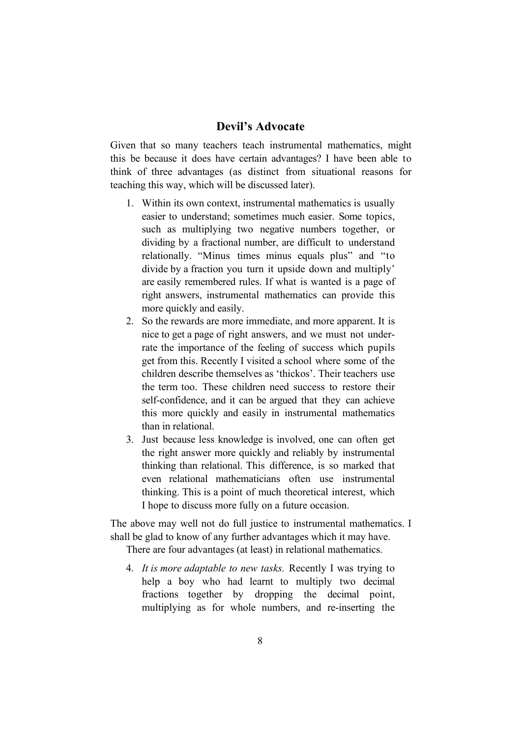## Devil's Advocate

Given that so many teachers teach instrumental mathematics, might this be because it does have certain advantages? I have been able to think of three advantages (as distinct from situational reasons for teaching this way, which will be discussed later).

1. Within its own context, instrumental mathematics is usually easier to understand; sometimes much easier. Some topics, such as multiplying two negative numbers together, or dividing by a fractional number, are difficult to understand relationally. "Minus times minus equals plus" and "to divide by a fraction you turn it upside down and multiply' are easily remembered rules. If what is wanted is a page of right answers, instrumental mathematics can provide this more quickly and easily.
2. So the rewards are more immediate, and more apparent. It is nice to get a page of right answers, and we must not underrate the importance of the feeling of success which pupils get from this. Recently I visited a school where some of the children describe themselves as 'thickos'. Their teachers use the term too. These children need success to restore their self-confidence, and it can be argued that they can achieve this more quickly and easily in instrumental mathematics than in relational.
3. Just because less knowledge is involved, one can often get the right answer more quickly and reliably by instrumental thinking than relational. This difference, is so marked that even relational mathematicians often use instrumental thinking. This is a point of much theoretical interest, which I hope to discuss more fully on a future occasion.

The above may well not do full justice to instrumental mathematics. I shall be glad to know of any further advantages which it may have.

There are four advantages (at least) in relational mathematics.

4. *It is more adaptable to new tasks.* Recently I was trying to help a boy who had learnt to multiply two decimal fractions together by dropping the decimal point, multiplying as for whole numbers, and re-inserting the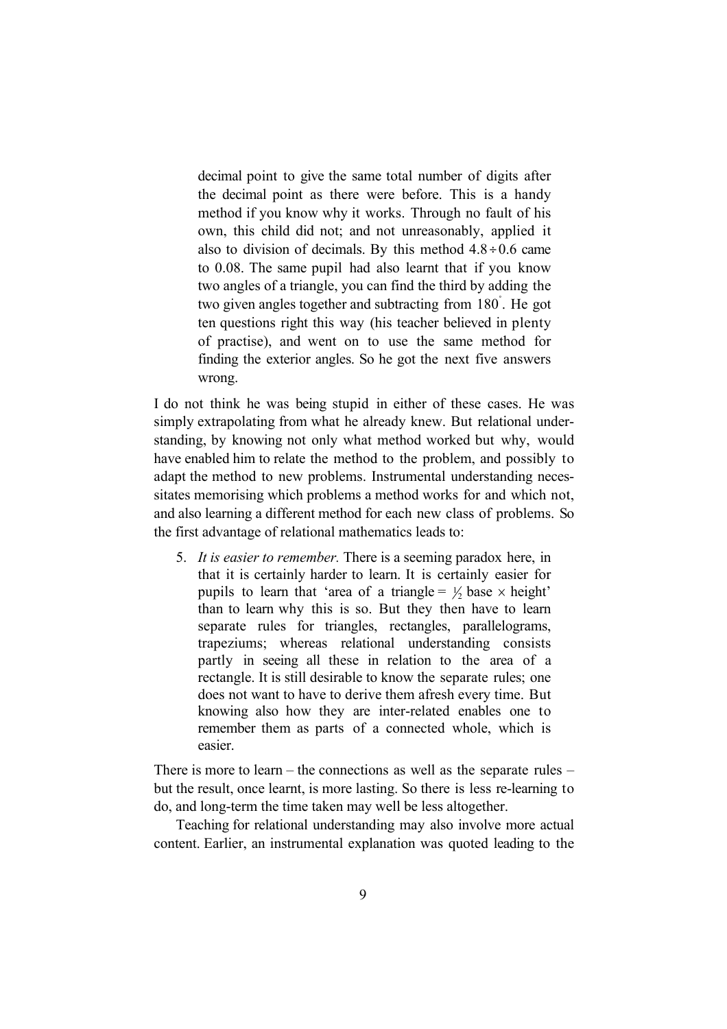decimal point to give the same total number of digits after the decimal point as there were before. This is a handy method if you know why it works. Through no fault of his own, this child did not; and not unreasonably, applied it also to division of decimals. By this method $4.8 \div 0.6$ came to 0.08. The same pupil had also learnt that if you know two angles of a triangle, you can find the third by adding the two given angles together and subtracting from $180^{\circ}$. He got ten questions right this way (his teacher believed in plenty of practise), and went on to use the same method for finding the exterior angles. So he got the next five answers wrong.

I do not think he was being stupid in either of these cases. He was simply extrapolating from what he already knew. But relational understanding, by knowing not only what method worked but why, would have enabled him to relate the method to the problem, and possibly to adapt the method to new problems. Instrumental understanding necessitates memorising which problems a method works for and which not, and also learning a different method for each new class of problems. So the first advantage of relational mathematics leads to:

5. *It is easier to remember.* There is a seeming paradox here, in that it is certainly harder to learn. It is certainly easier for pupils to learn that 'area of a triangle = $\frac{1}{2}$ base $\times$ height' than to learn why this is so. But they then have to learn separate rules for triangles, rectangles, parallelograms, trapeziums; whereas relational understanding consists partly in seeing all these in relation to the area of a rectangle. It is still desirable to know the separate rules; one does not want to have to derive them afresh every time. But knowing also how they are inter-related enables one to remember them as parts of a connected whole, which is easier.

There is more to learn – the connections as well as the separate rules – but the result, once learnt, is more lasting. So there is less re-learning to do, and long-term the time taken may well be less altogether.

Teaching for relational understanding may also involve more actual content. Earlier, an instrumental explanation was quoted leading to the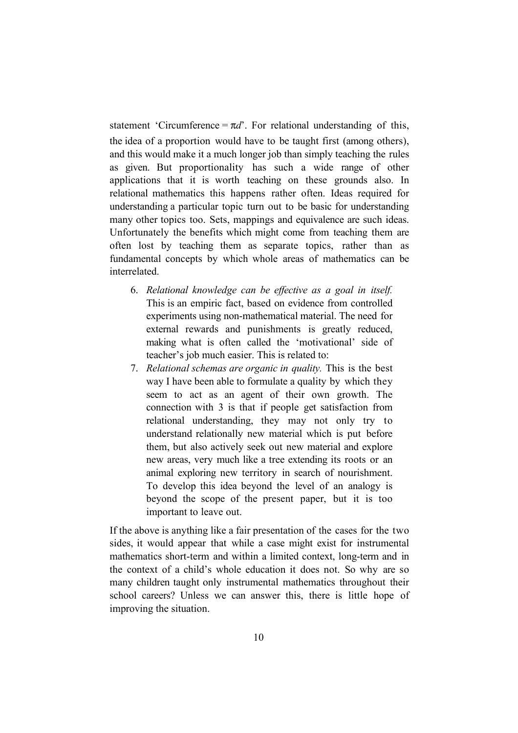statement 'Circumference = $\pi d$'. For relational understanding of this, the idea of a proportion would have to be taught first (among others), and this would make it a much longer job than simply teaching the rules as given. But proportionality has such a wide range of other applications that it is worth teaching on these grounds also. In relational mathematics this happens rather often. Ideas required for understanding a particular topic turn out to be basic for understanding many other topics too. Sets, mappings and equivalence are such ideas. Unfortunately the benefits which might come from teaching them are often lost by teaching them as separate topics, rather than as fundamental concepts by which whole areas of mathematics can be interrelated.

6. *Relational knowledge can be effective as a goal in itself.* This is an empiric fact, based on evidence from controlled experiments using non-mathematical material. The need for external rewards and punishments is greatly reduced, making what is often called the 'motivational' side of teacher's job much easier. This is related to:
7. *Relational schemas are organic in quality.* This is the best way I have been able to formulate a quality by which they seem to act as an agent of their own growth. The connection with 3 is that if people get satisfaction from relational understanding, they may not only try to understand relationally new material which is put before them, but also actively seek out new material and explore new areas, very much like a tree extending its roots or an animal exploring new territory in search of nourishment. To develop this idea beyond the level of an analogy is beyond the scope of the present paper, but it is too important to leave out.

If the above is anything like a fair presentation of the cases for the two sides, it would appear that while a case might exist for instrumental mathematics short-term and within a limited context, long-term and in the context of a child's whole education it does not. So why are so many children taught only instrumental mathematics throughout their school careers? Unless we can answer this, there is little hope of improving the situation.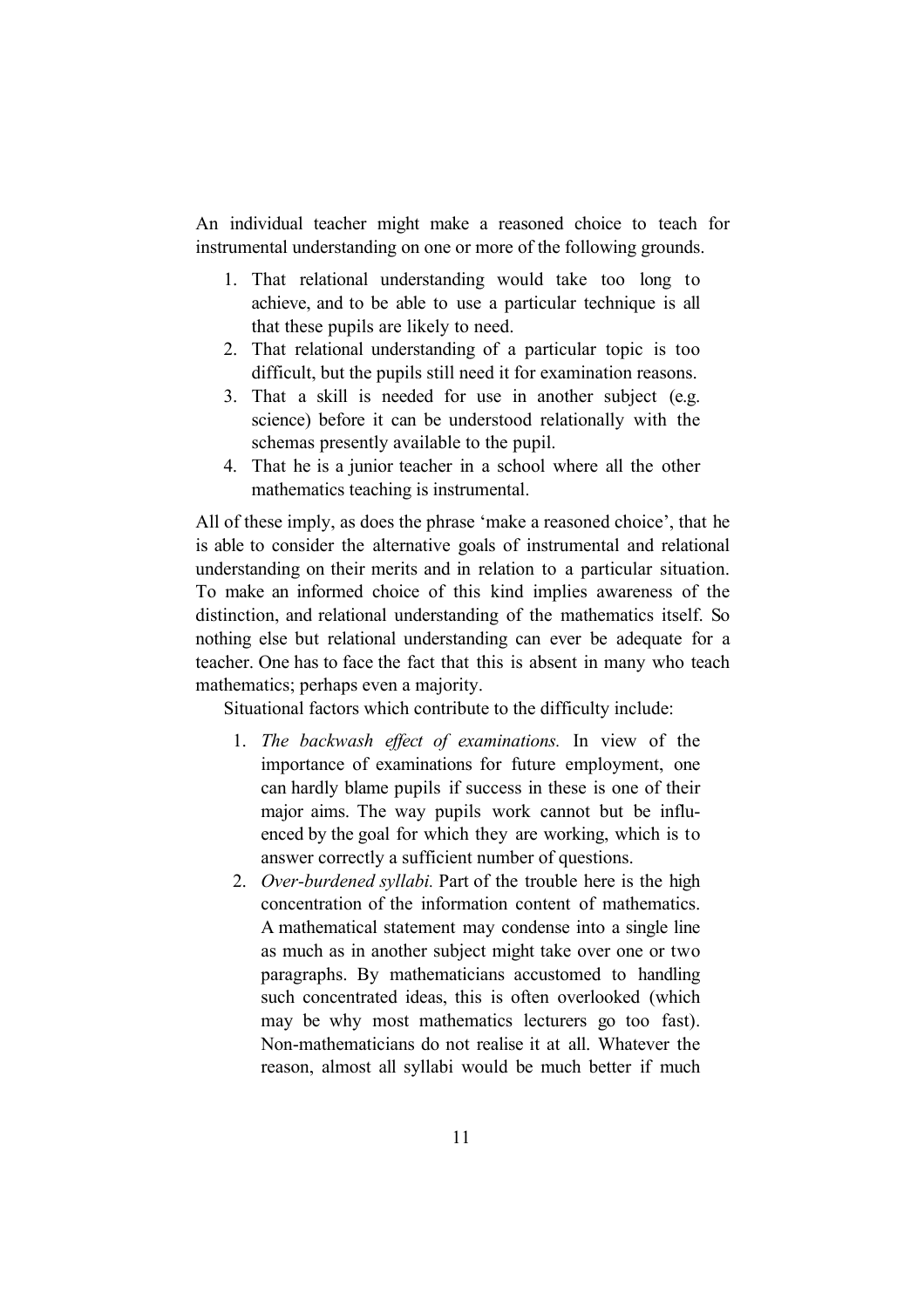An individual teacher might make a reasoned choice to teach for instrumental understanding on one or more of the following grounds.

1. That relational understanding would take too long to achieve, and to be able to use a particular technique is all that these pupils are likely to need.
2. That relational understanding of a particular topic is too difficult, but the pupils still need it for examination reasons.
3. That a skill is needed for use in another subject (e.g. science) before it can be understood relationally with the schemas presently available to the pupil.
4. That he is a junior teacher in a school where all the other mathematics teaching is instrumental.

All of these imply, as does the phrase 'make a reasoned choice', that he is able to consider the alternative goals of instrumental and relational understanding on their merits and in relation to a particular situation. To make an informed choice of this kind implies awareness of the distinction, and relational understanding of the mathematics itself. So nothing else but relational understanding can ever be adequate for a teacher. One has to face the fact that this is absent in many who teach mathematics; perhaps even a majority.

Situational factors which contribute to the difficulty include:

1. *The backwash effect of examinations.* In view of the importance of examinations for future employment, one can hardly blame pupils if success in these is one of their major aims. The way pupils work cannot but be influenced by the goal for which they are working, which is to answer correctly a sufficient number of questions.
2. *Over-burdened syllabi.* Part of the trouble here is the high concentration of the information content of mathematics. A mathematical statement may condense into a single line as much as in another subject might take over one or two paragraphs. By mathematicians accustomed to handling such concentrated ideas, this is often overlooked (which may be why most mathematics lecturers go too fast). Non-mathematicians do not realise it at all. Whatever the reason, almost all syllabi would be much better if much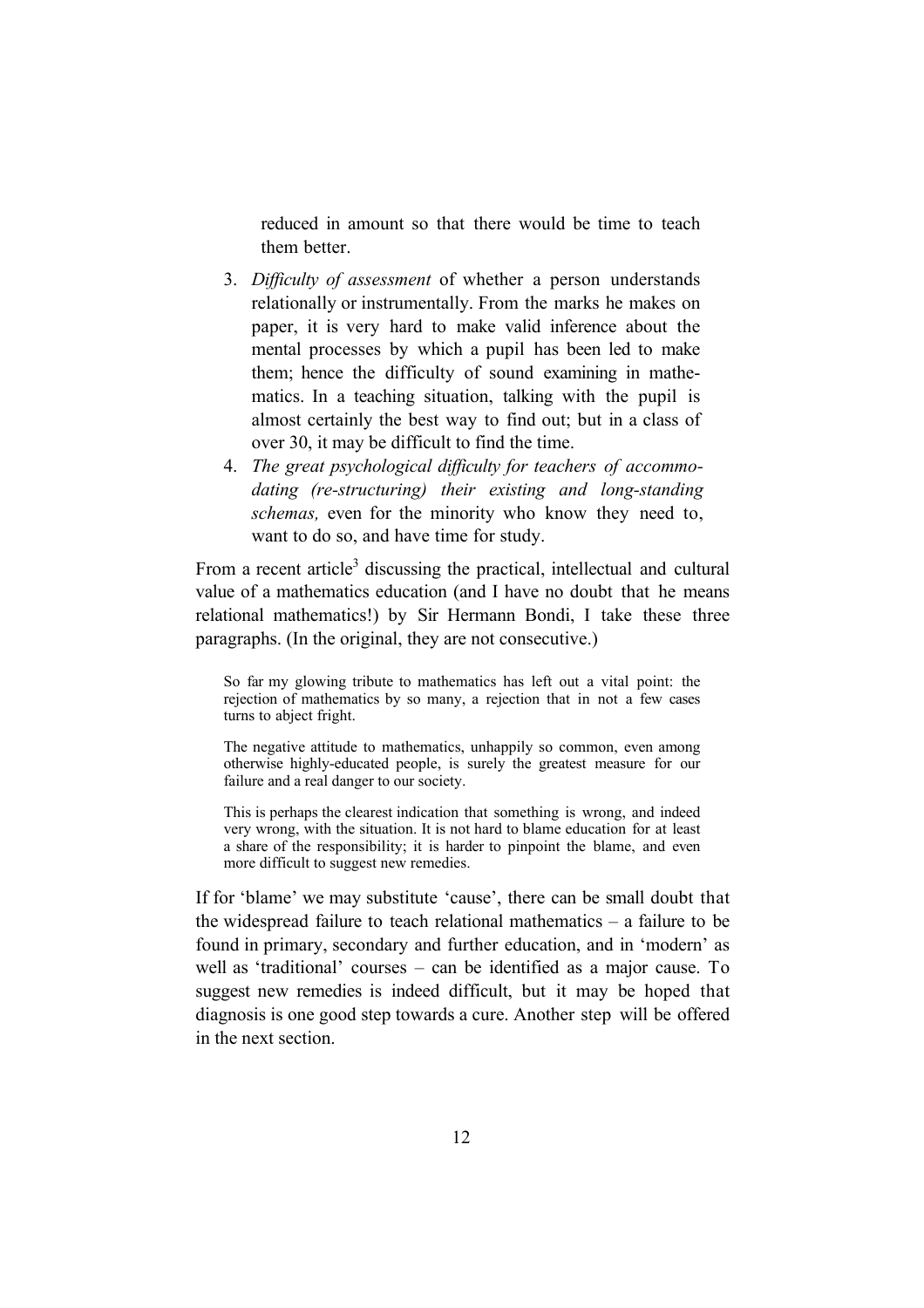reduced in amount so that there would be time to teach them better.

3. *Difficulty of assessment* of whether a person understands relationally or instrumentally. From the marks he makes on paper, it is very hard to make valid inference about the mental processes by which a pupil has been led to make them; hence the difficulty of sound examining in mathematics. In a teaching situation, talking with the pupil is almost certainly the best way to find out; but in a class of over 30, it may be difficult to find the time.
4. *The great psychological difficulty for teachers of accommodating (re-structuring) their existing and long-standing schemas,* even for the minority who know they need to, want to do so, and have time for study.

From a recent article[3] discussing the practical, intellectual and cultural value of a mathematics education (and I have no doubt that he means relational mathematics!) by Sir Hermann Bondi, I take these three paragraphs. (In the original, they are not consecutive.)

> So far my glowing tribute to mathematics has left out a vital point: the rejection of mathematics by so many, a rejection that in not a few cases turns to abject fright.
>
> The negative attitude to mathematics, unhappily so common, even among otherwise highly-educated people, is surely the greatest measure for our failure and a real danger to our society.
>
> This is perhaps the clearest indication that something is wrong, and indeed very wrong, with the situation. It is not hard to blame education for at least a share of the responsibility; it is harder to pinpoint the blame, and even more difficult to suggest new remedies.

If for 'blame' we may substitute 'cause', there can be small doubt that the widespread failure to teach relational mathematics – a failure to be found in primary, secondary and further education, and in 'modern' as well as 'traditional' courses – can be identified as a major cause. To suggest new remedies is indeed difficult, but it may be hoped that diagnosis is one good step towards a cure. Another step will be offered in the next section.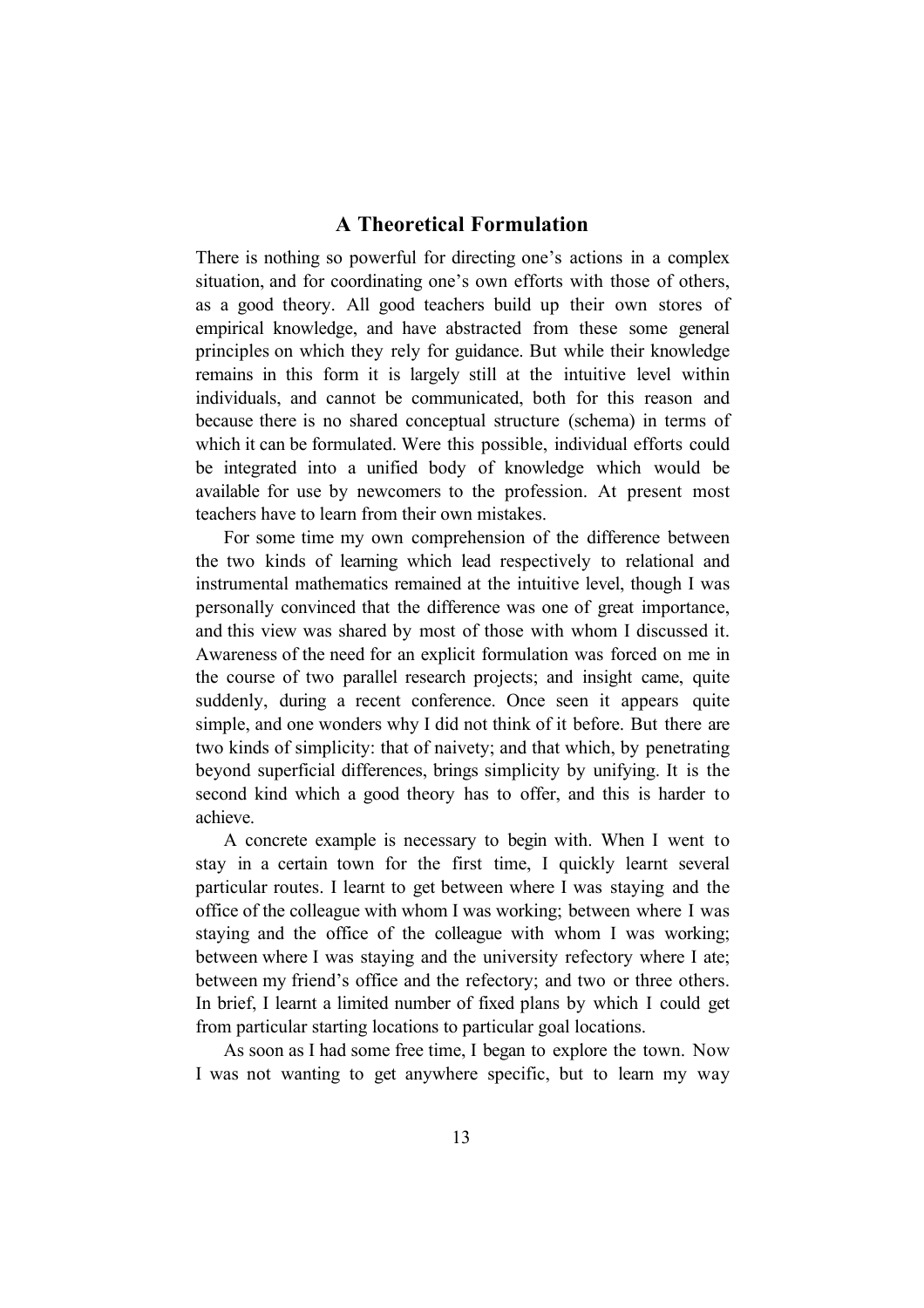## A Theoretical Formulation

There is nothing so powerful for directing one's actions in a complex situation, and for coordinating one's own efforts with those of others, as a good theory. All good teachers build up their own stores of empirical knowledge, and have abstracted from these some general principles on which they rely for guidance. But while their knowledge remains in this form it is largely still at the intuitive level within individuals, and cannot be communicated, both for this reason and because there is no shared conceptual structure (schema) in terms of which it can be formulated. Were this possible, individual efforts could be integrated into a unified body of knowledge which would be available for use by newcomers to the profession. At present most teachers have to learn from their own mistakes.

For some time my own comprehension of the difference between the two kinds of learning which lead respectively to relational and instrumental mathematics remained at the intuitive level, though I was personally convinced that the difference was one of great importance, and this view was shared by most of those with whom I discussed it. Awareness of the need for an explicit formulation was forced on me in the course of two parallel research projects; and insight came, quite suddenly, during a recent conference. Once seen it appears quite simple, and one wonders why I did not think of it before. But there are two kinds of simplicity: that of naivety; and that which, by penetrating beyond superficial differences, brings simplicity by unifying. It is the second kind which a good theory has to offer, and this is harder to achieve.

A concrete example is necessary to begin with. When I went to stay in a certain town for the first time, I quickly learnt several particular routes. I learnt to get between where I was staying and the office of the colleague with whom I was working; between where I was staying and the office of the colleague with whom I was working; between where I was staying and the university refectory where I ate; between my friend's office and the refectory; and two or three others. In brief, I learnt a limited number of fixed plans by which I could get from particular starting locations to particular goal locations.

As soon as I had some free time, I began to explore the town. Now I was not wanting to get anywhere specific, but to learn my way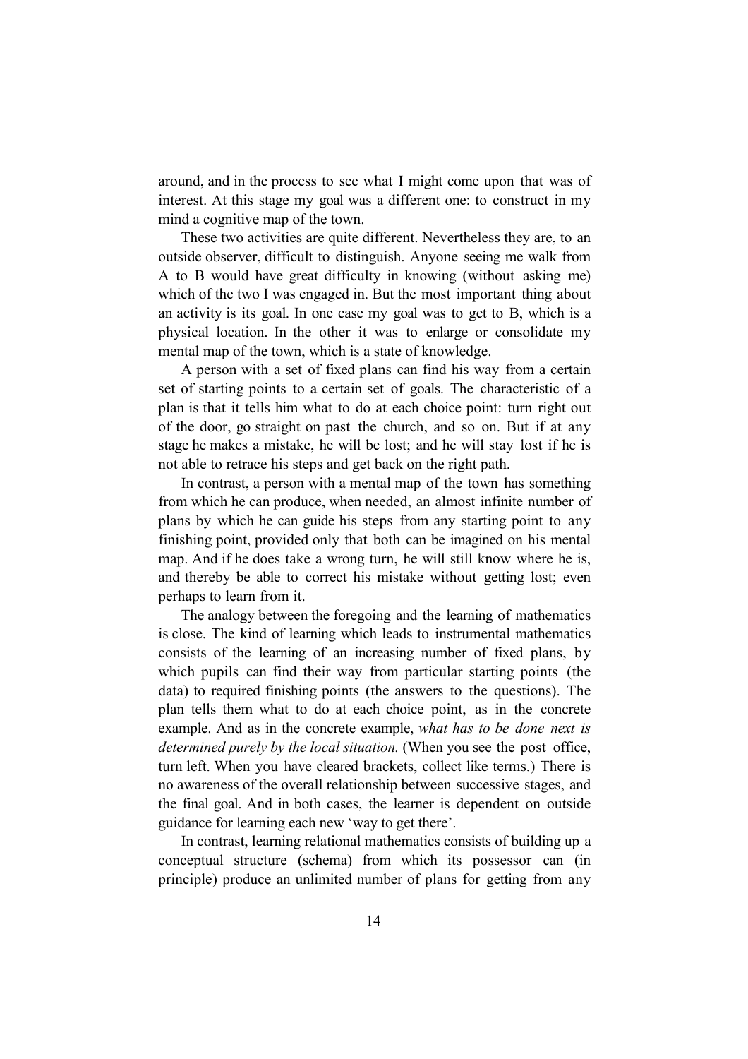around, and in the process to see what I might come upon that was of interest. At this stage my goal was a different one: to construct in my mind a cognitive map of the town.

These two activities are quite different. Nevertheless they are, to an outside observer, difficult to distinguish. Anyone seeing me walk from A to B would have great difficulty in knowing (without asking me) which of the two I was engaged in. But the most important thing about an activity is its goal. In one case my goal was to get to B, which is a physical location. In the other it was to enlarge or consolidate my mental map of the town, which is a state of knowledge.

A person with a set of fixed plans can find his way from a certain set of starting points to a certain set of goals. The characteristic of a plan is that it tells him what to do at each choice point: turn right out of the door, go straight on past the church, and so on. But if at any stage he makes a mistake, he will be lost; and he will stay lost if he is not able to retrace his steps and get back on the right path.

In contrast, a person with a mental map of the town has something from which he can produce, when needed, an almost infinite number of plans by which he can guide his steps from any starting point to any finishing point, provided only that both can be imagined on his mental map. And if he does take a wrong turn, he will still know where he is, and thereby be able to correct his mistake without getting lost; even perhaps to learn from it.

The analogy between the foregoing and the learning of mathematics is close. The kind of learning which leads to instrumental mathematics consists of the learning of an increasing number of fixed plans, by which pupils can find their way from particular starting points (the data) to required finishing points (the answers to the questions). The plan tells them what to do at each choice point, as in the concrete example. And as in the concrete example, *what has to be done next is determined purely by the local situation.* (When you see the post office, turn left. When you have cleared brackets, collect like terms.) There is no awareness of the overall relationship between successive stages, and the final goal. And in both cases, the learner is dependent on outside guidance for learning each new 'way to get there'.

In contrast, learning relational mathematics consists of building up a conceptual structure (schema) from which its possessor can (in principle) produce an unlimited number of plans for getting from any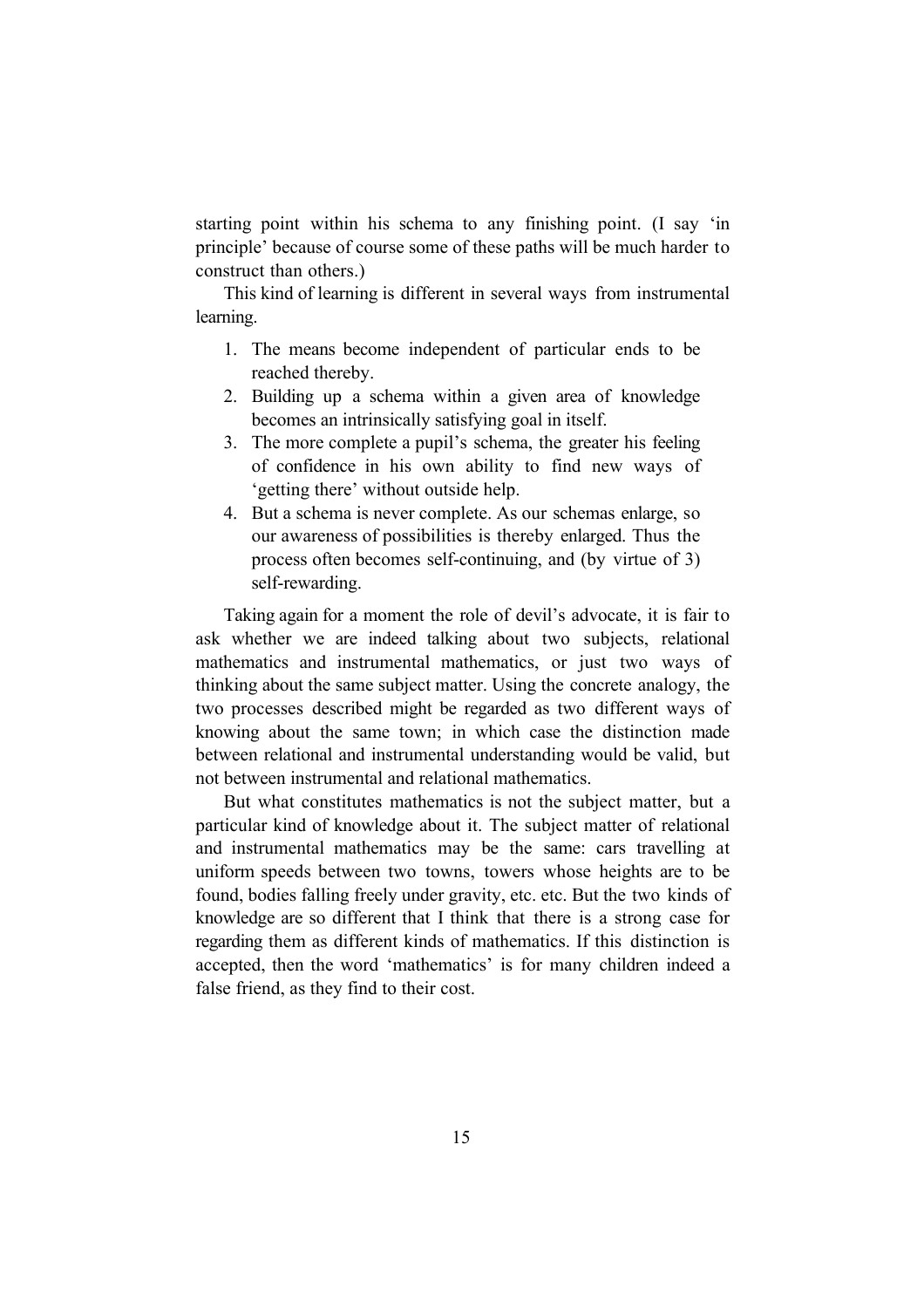starting point within his schema to any finishing point. (I say 'in principle' because of course some of these paths will be much harder to construct than others.)

This kind of learning is different in several ways from instrumental learning.

1. The means become independent of particular ends to be reached thereby.
2. Building up a schema within a given area of knowledge becomes an intrinsically satisfying goal in itself.
3. The more complete a pupil's schema, the greater his feeling of confidence in his own ability to find new ways of 'getting there' without outside help.
4. But a schema is never complete. As our schemas enlarge, so our awareness of possibilities is thereby enlarged. Thus the process often becomes self-continuing, and (by virtue of 3) self-rewarding.

Taking again for a moment the role of devil's advocate, it is fair to ask whether we are indeed talking about two subjects, relational mathematics and instrumental mathematics, or just two ways of thinking about the same subject matter. Using the concrete analogy, the two processes described might be regarded as two different ways of knowing about the same town; in which case the distinction made between relational and instrumental understanding would be valid, but not between instrumental and relational mathematics.

But what constitutes mathematics is not the subject matter, but a particular kind of knowledge about it. The subject matter of relational and instrumental mathematics may be the same: cars travelling at uniform speeds between two towns, towers whose heights are to be found, bodies falling freely under gravity, etc. etc. But the two kinds of knowledge are so different that I think that there is a strong case for regarding them as different kinds of mathematics. If this distinction is accepted, then the word 'mathematics' is for many children indeed a false friend, as they find to their cost.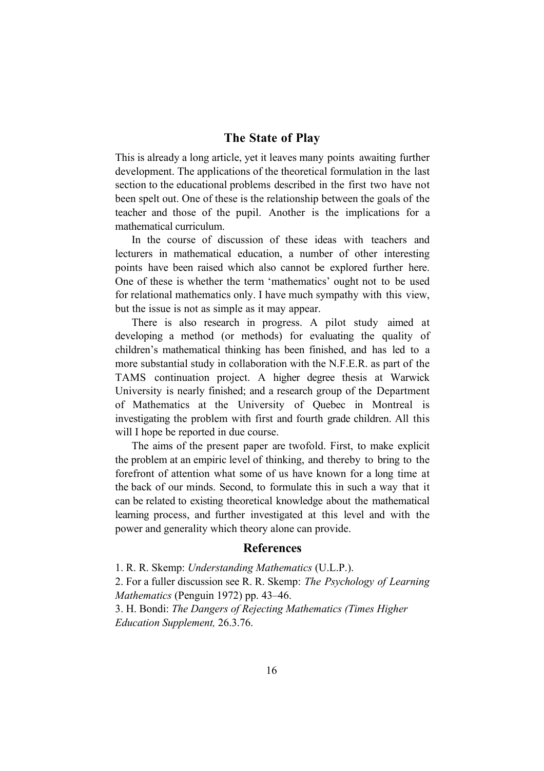## The State of Play

This is already a long article, yet it leaves many points awaiting further development. The applications of the theoretical formulation in the last section to the educational problems described in the first two have not been spelt out. One of these is the relationship between the goals of the teacher and those of the pupil. Another is the implications for a mathematical curriculum.

In the course of discussion of these ideas with teachers and lecturers in mathematical education, a number of other interesting points have been raised which also cannot be explored further here. One of these is whether the term 'mathematics' ought not to be used for relational mathematics only. I have much sympathy with this view, but the issue is not as simple as it may appear.

There is also research in progress. A pilot study aimed at developing a method (or methods) for evaluating the quality of children's mathematical thinking has been finished, and has led to a more substantial study in collaboration with the N.F.E.R. as part of the TAMS continuation project. A higher degree thesis at Warwick University is nearly finished; and a research group of the Department of Mathematics at the University of Quebec in Montreal is investigating the problem with first and fourth grade children. All this will I hope be reported in due course.

The aims of the present paper are twofold. First, to make explicit the problem at an empiric level of thinking, and thereby to bring to the forefront of attention what some of us have known for a long time at the back of our minds. Second, to formulate this in such a way that it can be related to existing theoretical knowledge about the mathematical learning process, and further investigated at this level and with the power and generality which theory alone can provide.

## References

1. R. R. Skemp: *Understanding Mathematics* (U.L.P.).
2. For a fuller discussion see R. R. Skemp: *The Psychology of Learning Mathematics* (Penguin 1972) pp. 43–46.
3. H. Bondi: *The Dangers of Rejecting Mathematics (Times Higher Education Supplement,* 26.3.76.